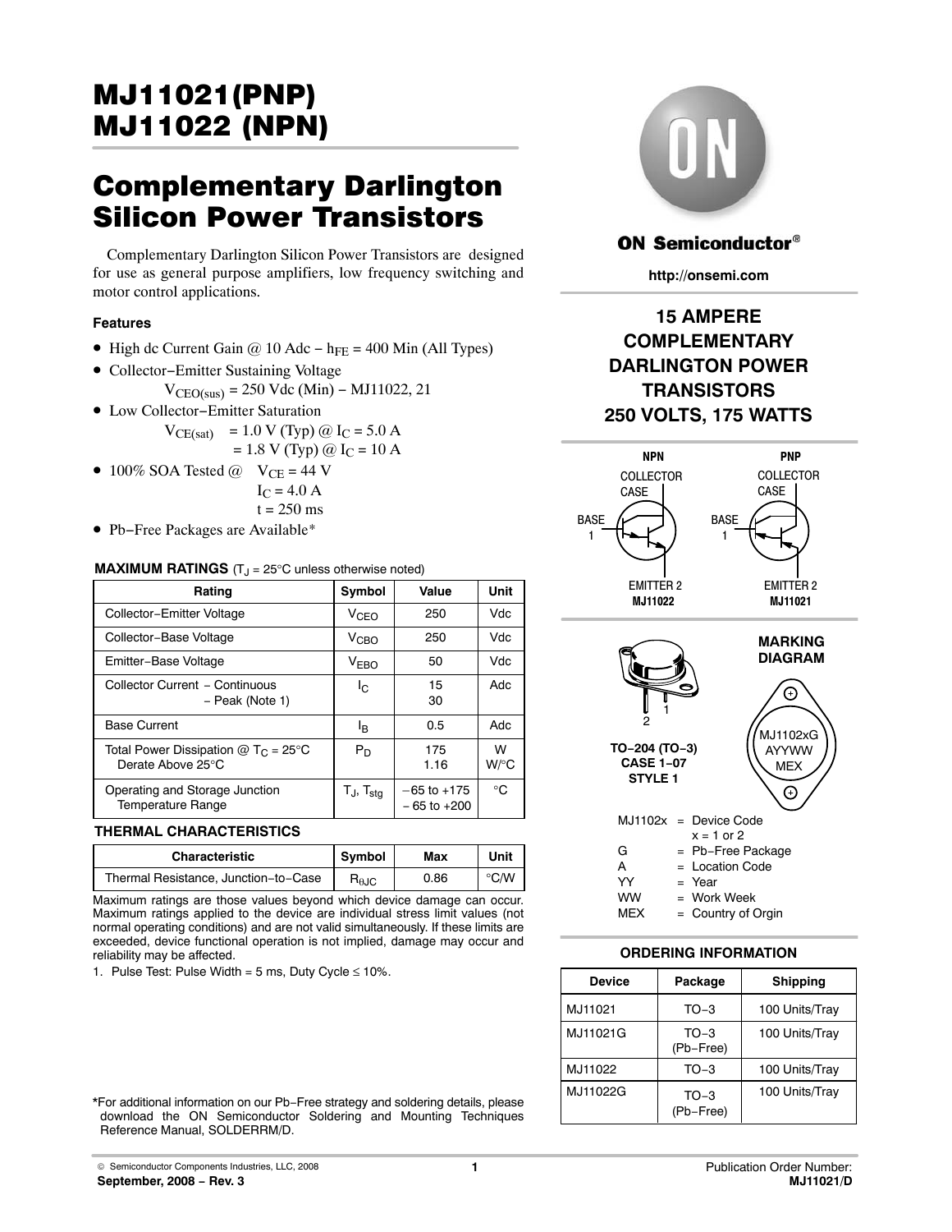# MJ11021(PNP) MJ11022 (NPN)

# Complementary Darlington Silicon Power Transistors

Complementary Darlington Silicon Power Transistors are designed for use as general purpose amplifiers, low frequency switching and motor control applications.

### Features

- High dc Current Gain @ 10 Adc − $h_{FE}$ = 400 Min (All Types)
- Collector−Emitter Sustaining Voltage
  $V_{CEO(sus)}$ = 250 Vdc (Min) − MJ11022, 21
- Low Collector−Emitter Saturation
  $V_{CE(sat)}$ = 1.0 V (Typ) @ $I_C$ = 5.0 A
  = 1.8 V (Typ) @ $I_C$ = 10 A
- 100% SOA Tested @ $V_{CE}$ = 44 V
  $I_C$ = 4.0 A
  t = 250 ms
- Pb−Free Packages are Available*

**ON Semiconductor®**

http://onsemi.com

**15 AMPERE COMPLEMENTARY DARLINGTON POWER TRANSISTORS 250 VOLTS, 175 WATTS**

NPN: COLLECTOR CASE, BASE 1, EMITTER 2 — MJ11022

PNP: COLLECTOR CASE, BASE 1, EMITTER 2 — MJ11021

**MAXIMUM RATINGS** ($T_J$ = 25°C unless otherwise noted)

| Rating | Symbol | Value | Unit |
|---|---|---|---|
| Collector−Emitter Voltage | $V_{CEO}$ | 250 | Vdc |
| Collector−Base Voltage | $V_{CBO}$ | 250 | Vdc |
| Emitter−Base Voltage | $V_{EBO}$ | 50 | Vdc |
| Collector Current − Continuous<br>− Peak (Note 1) | $I_C$ | 15<br>30 | Adc |
| Base Current | $I_B$ | 0.5 | Adc |
| Total Power Dissipation @ $T_C$ = 25°C<br>Derate Above 25°C | $P_D$ | 175<br>1.16 | W<br>W/°C |
| Operating and Storage Junction Temperature Range | $T_J$, $T_{stg}$ | −65 to +175<br>− 65 to +200 | °C |

**THERMAL CHARACTERISTICS**

| Characteristic | Symbol | Max | Unit |
|---|---|---|---|
| Thermal Resistance, Junction−to−Case | $R_{\theta JC}$ | 0.86 | °C/W |

Maximum ratings are those values beyond which device damage can occur. Maximum ratings applied to the device are individual stress limit values (not normal operating conditions) and are not valid simultaneously. If these limits are exceeded, device functional operation is not implied, damage may occur and reliability may be affected.

1. Pulse Test: Pulse Width = 5 ms, Duty Cycle ≤ 10%.

**TO−204 (TO−3) CASE 1−07 STYLE 1**

**MARKING DIAGRAM**

MJ1102xG
AYYWW
MEX

MJ1102x = Device Code
x = 1 or 2
G = Pb−Free Package
A = Location Code
YY = Year
WW = Work Week
MEX = Country of Orgin

**ORDERING INFORMATION**

| Device | Package | Shipping |
|---|---|---|
| MJ11021 | TO−3 | 100 Units/Tray |
| MJ11021G | TO−3<br>(Pb−Free) | 100 Units/Tray |
| MJ11022 | TO−3 | 100 Units/Tray |
| MJ11022G | TO−3<br>(Pb−Free) | 100 Units/Tray |

*For additional information on our Pb−Free strategy and soldering details, please download the ON Semiconductor Soldering and Mounting Techniques Reference Manual, SOLDERRM/D.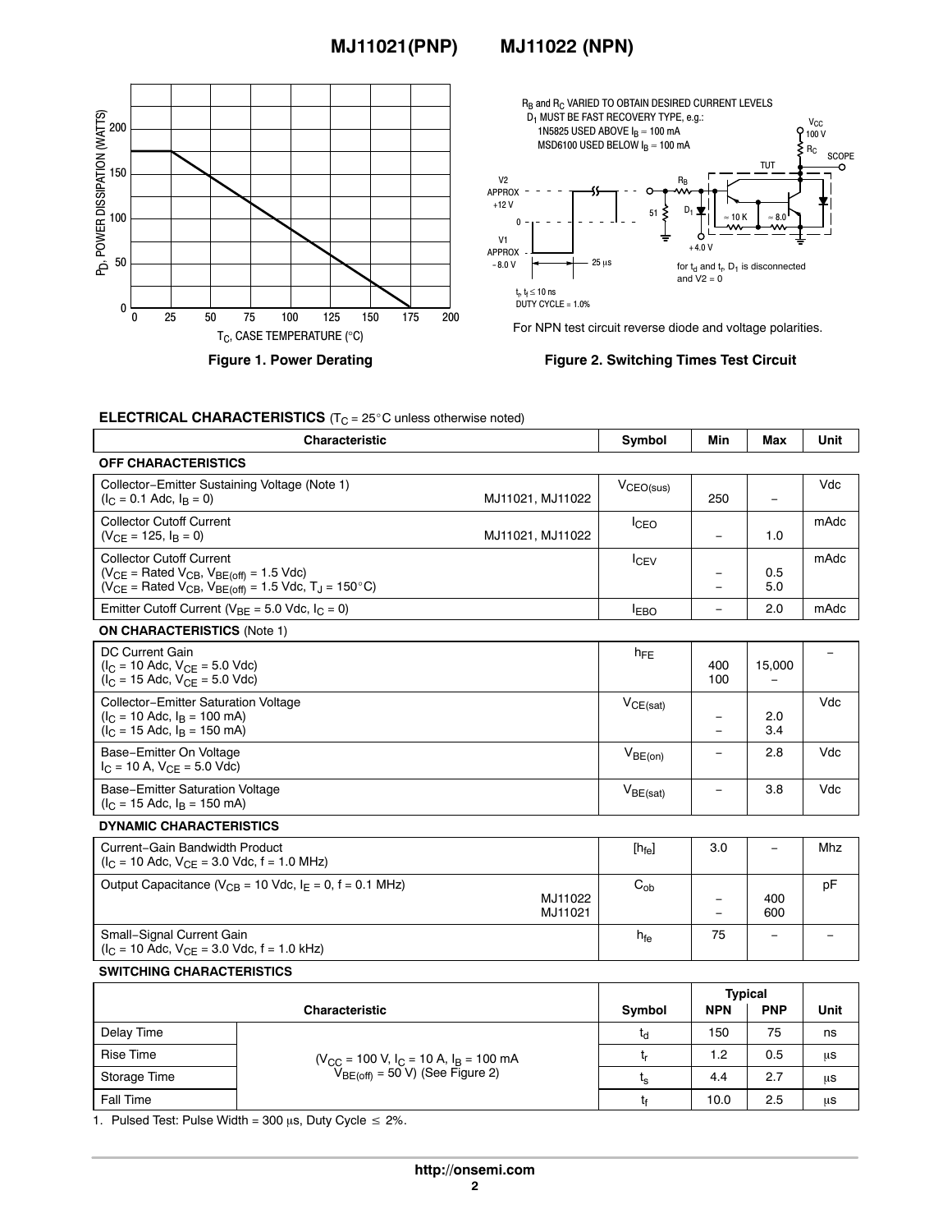**Figure 1. Power Derating**

$R_B$ and $R_C$ VARIED TO OBTAIN DESIRED CURRENT LEVELS
$D_1$ MUST BE FAST RECOVERY TYPE, e.g.:
1N5825 USED ABOVE $I_B$ = 100 mA
MSD6100 USED BELOW $I_B$ = 100 mA

for $t_d$ and $t_r$, $D_1$ is disconnected and V2 = 0

$t_r$, $t_f \le$ 10 ns
DUTY CYCLE = 1.0%

For NPN test circuit reverse diode and voltage polarities.

**Figure 2. Switching Times Test Circuit**

**ELECTRICAL CHARACTERISTICS** ($T_C$ = 25°C unless otherwise noted)

| Characteristic | Symbol | Min | Max | Unit |
|---|---|---|---|---|
| **OFF CHARACTERISTICS** | | | | |
| Collector−Emitter Sustaining Voltage (Note 1) ($I_C$ = 0.1 Adc, $I_B$ = 0) MJ11021, MJ11022 | $V_{CEO(sus)}$ | 250 | – | Vdc |
| Collector Cutoff Current ($V_{CE}$ = 125, $I_B$ = 0) MJ11021, MJ11022 | $I_{CEO}$ | – | 1.0 | mAdc |
| Collector Cutoff Current ($V_{CE}$ = Rated $V_{CB}$, $V_{BE(off)}$ = 1.5 Vdc) ($V_{CE}$ = Rated $V_{CB}$, $V_{BE(off)}$ = 1.5 Vdc, $T_J$ = 150°C) | $I_{CEV}$ | – <br> – | 0.5 <br> 5.0 | mAdc |
| Emitter Cutoff Current ($V_{BE}$ = 5.0 Vdc, $I_C$ = 0) | $I_{EBO}$ | – | 2.0 | mAdc |
| **ON CHARACTERISTICS** (Note 1) | | | | |
| DC Current Gain ($I_C$ = 10 Adc, $V_{CE}$ = 5.0 Vdc) ($I_C$ = 15 Adc, $V_{CE}$ = 5.0 Vdc) | $h_{FE}$ | 400 <br> 100 | 15,000 <br> – | – |
| Collector−Emitter Saturation Voltage ($I_C$ = 10 Adc, $I_B$ = 100 mA) ($I_C$ = 15 Adc, $I_B$ = 150 mA) | $V_{CE(sat)}$ | – <br> – | 2.0 <br> 3.4 | Vdc |
| Base−Emitter On Voltage $I_C$ = 10 A, $V_{CE}$ = 5.0 Vdc) | $V_{BE(on)}$ | – | 2.8 | Vdc |
| Base−Emitter Saturation Voltage ($I_C$ = 15 Adc, $I_B$ = 150 mA) | $V_{BE(sat)}$ | – | 3.8 | Vdc |
| **DYNAMIC CHARACTERISTICS** | | | | |
| Current−Gain Bandwidth Product ($I_C$ = 10 Adc, $V_{CE}$ = 3.0 Vdc, f = 1.0 MHz) | $[h_{fe}]$ | 3.0 | – | Mhz |
| Output Capacitance ($V_{CB}$ = 10 Vdc, $I_E$ = 0, f = 0.1 MHz) MJ11022 <br> MJ11021 | $C_{ob}$ | – <br> – | 400 <br> 600 | pF |
| Small−Signal Current Gain ($I_C$ = 10 Adc, $V_{CE}$ = 3.0 Vdc, f = 1.0 kHz) | $h_{fe}$ | 75 | – | – |

**SWITCHING CHARACTERISTICS**

| Characteristic | | Symbol | Typical NPN | Typical PNP | Unit |
|---|---|---|---|---|---|
| Delay Time | ($V_{CC}$ = 100 V, $I_C$ = 10 A, $I_B$ = 100 mA $V_{BE(off)}$ = 50 V) (See Figure 2) | $t_d$ | 150 | 75 | ns |
| Rise Time | | $t_r$ | 1.2 | 0.5 | μs |
| Storage Time | | $t_s$ | 4.4 | 2.7 | μs |
| Fall Time | | $t_f$ | 10.0 | 2.5 | μs |

1. Pulsed Test: Pulse Width = 300 μs, Duty Cycle ≤ 2%.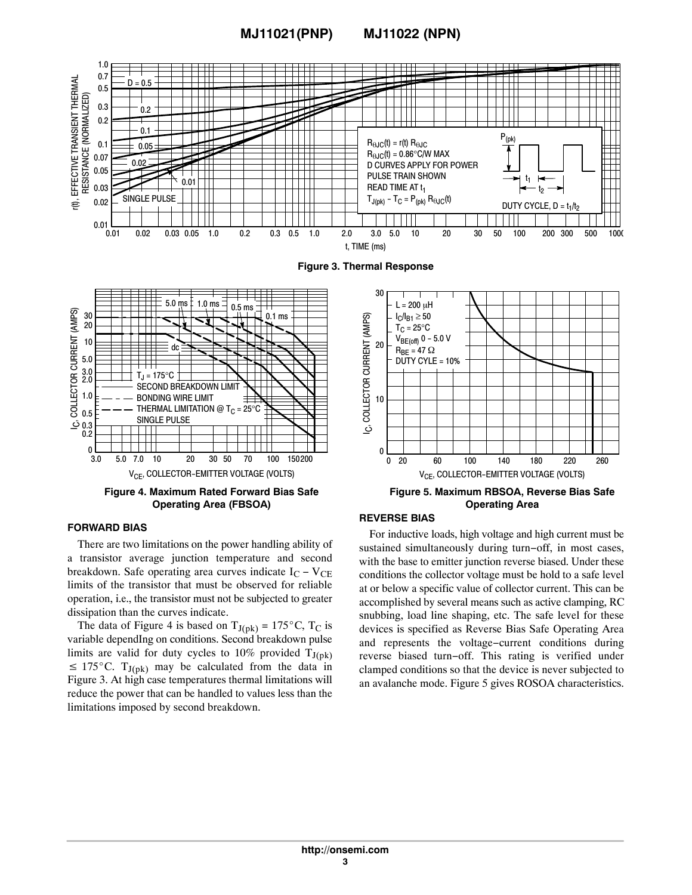Figure 3. Thermal Response

Figure 4. Maximum Rated Forward Bias Safe Operating Area (FBSOA)

Figure 5. Maximum RBSOA, Reverse Bias Safe Operating Area

## FORWARD BIAS

There are two limitations on the power handling ability of a transistor average junction temperature and second breakdown. Safe operating area curves indicate $I_C - V_{CE}$ limits of the transistor that must be observed for reliable operation, i.e., the transistor must not be subjected to greater dissipation than the curves indicate.

The data of Figure 4 is based on $T_{J(pk)} = 175°C$, $T_C$ is variable dependIng on conditions. Second breakdown pulse limits are valid for duty cycles to 10% provided $T_{J(pk)} \leq 175°C$. $T_{J(pk)}$ may be calculated from the data in Figure 3. At high case temperatures thermal limitations will reduce the power that can be handled to values less than the limitations imposed by second breakdown.

## REVERSE BIAS

For inductive loads, high voltage and high current must be sustained simultaneously during turn−off, in most cases, with the base to emitter junction reverse biased. Under these conditions the collector voltage must be hold to a safe level at or below a specific value of collector current. This can be accomplished by several means such as active clamping, RC snubbing, load line shaping, etc. The safe level for these devices is specified as Reverse Bias Safe Operating Area and represents the voltage−current conditions during reverse biased turn−off. This rating is verified under clamped conditions so that the device is never subjected to an avalanche mode. Figure 5 gives ROSOA characteristics.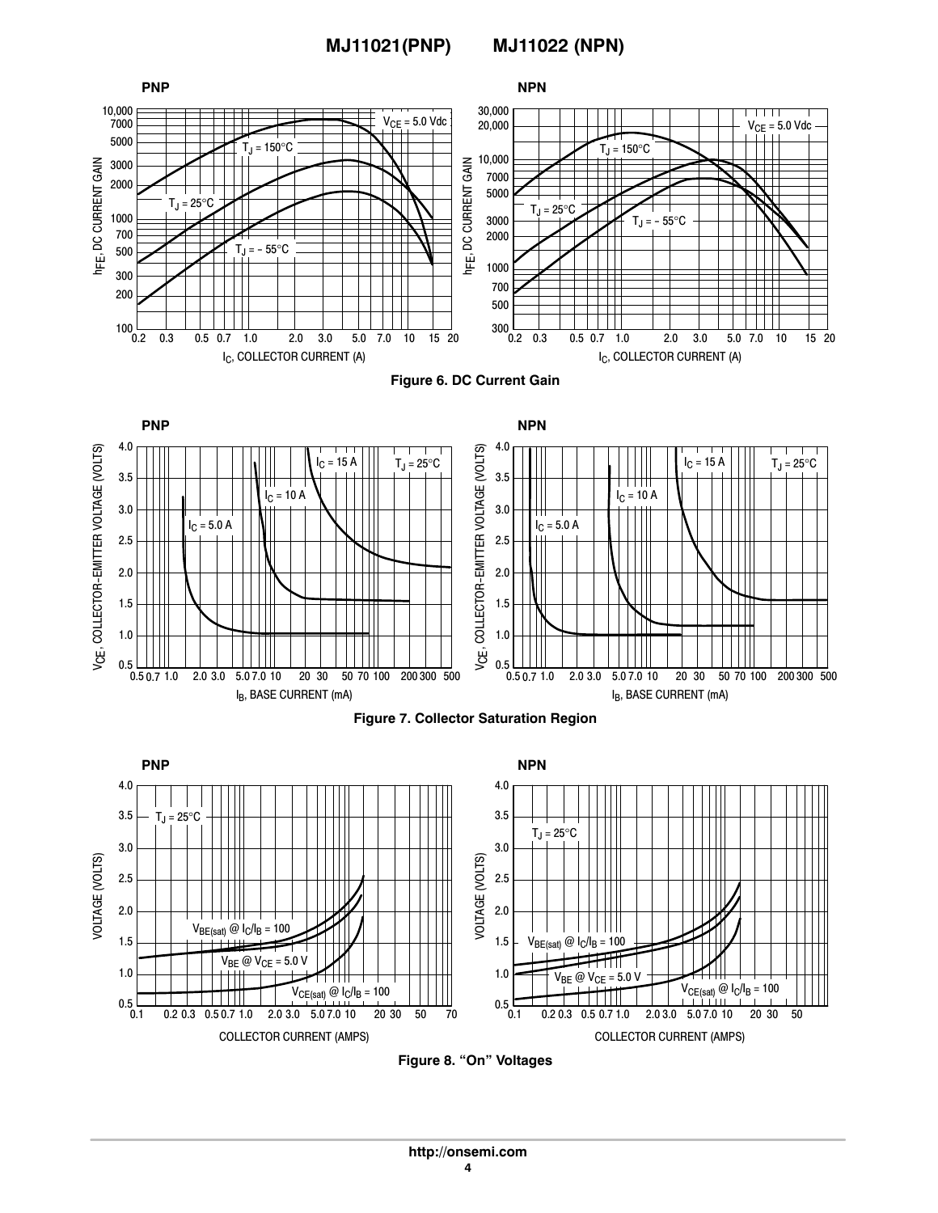**PNP**

$V_{CE}$ = 5.0 Vdc

$T_J$ = 150°C

$T_J$ = 25°C

$T_J$ = – 55°C

$h_{FE}$, DC CURRENT GAIN

$I_C$, COLLECTOR CURRENT (A)

**NPN**

$V_{CE}$ = 5.0 Vdc

$T_J$ = 150°C

$T_J$ = 25°C

$T_J$ = – 55°C

$h_{FE}$, DC CURRENT GAIN

$I_C$, COLLECTOR CURRENT (A)

**Figure 6. DC Current Gain**

**PNP**

$I_C$ = 15 A

$T_J$ = 25°C

$I_C$ = 10 A

$I_C$ = 5.0 A

$V_{CE}$, COLLECTOR-EMITTER VOLTAGE (VOLTS)

$I_B$, BASE CURRENT (mA)

**NPN**

$I_C$ = 15 A

$T_J$ = 25°C

$I_C$ = 10 A

$I_C$ = 5.0 A

$V_{CE}$, COLLECTOR-EMITTER VOLTAGE (VOLTS)

$I_B$, BASE CURRENT (mA)

**Figure 7. Collector Saturation Region**

**PNP**

$T_J$ = 25°C

$V_{BE(sat)}$ @ $I_C/I_B$ = 100

$V_{BE}$ @ $V_{CE}$ = 5.0 V

$V_{CE(sat)}$ @ $I_C/I_B$ = 100

VOLTAGE (VOLTS)

COLLECTOR CURRENT (AMPS)

**NPN**

$T_J$ = 25°C

$V_{BE(sat)}$ @ $I_C/I_B$ = 100

$V_{BE}$ @ $V_{CE}$ = 5.0 V

$V_{CE(sat)}$ @ $I_C/I_B$ = 100

VOLTAGE (VOLTS)

COLLECTOR CURRENT (AMPS)

**Figure 8. "On" Voltages**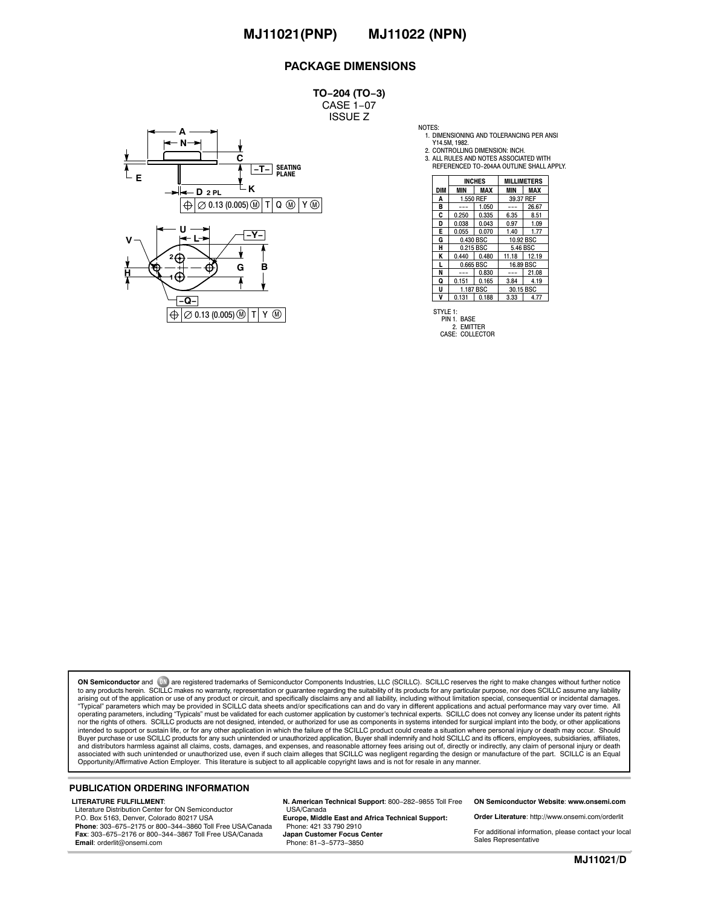## PACKAGE DIMENSIONS

**TO−204 (TO−3)**
CASE 1−07
ISSUE Z

A
N
C
−T− SEATING PLANE
E
K
D 2 PL
⊕ ∅ 0.13 (0.005) Ⓜ T Q Ⓜ Y Ⓜ
U
L
−Y−
V
2
H
1
G
B
−Q−
⊕ ∅ 0.13 (0.005) Ⓜ T Y Ⓜ

NOTES:
1. DIMENSIONING AND TOLERANCING PER ANSI Y14.5M, 1982.
2. CONTROLLING DIMENSION: INCH.
3. ALL RULES AND NOTES ASSOCIATED WITH REFERENCED TO−204AA OUTLINE SHALL APPLY.

| DIM | INCHES MIN | INCHES MAX | MILLIMETERS MIN | MILLIMETERS MAX |
|---|---|---|---|---|
| A | 1.550 REF | | 39.37 REF | |
| B | --- | 1.050 | --- | 26.67 |
| C | 0.250 | 0.335 | 6.35 | 8.51 |
| D | 0.038 | 0.043 | 0.97 | 1.09 |
| E | 0.055 | 0.070 | 1.40 | 1.77 |
| G | 0.430 BSC | | 10.92 BSC | |
| H | 0.215 BSC | | 5.46 BSC | |
| K | 0.440 | 0.480 | 11.18 | 12.19 |
| L | 0.665 BSC | | 16.89 BSC | |
| N | --- | 0.830 | --- | 21.08 |
| Q | 0.151 | 0.165 | 3.84 | 4.19 |
| U | 1.187 BSC | | 30.15 BSC | |
| V | 0.131 | 0.188 | 3.33 | 4.77 |

STYLE 1:
PIN 1. BASE
2. EMITTER
CASE: COLLECTOR

**ON Semiconductor** and ON are registered trademarks of Semiconductor Components Industries, LLC (SCILLC). SCILLC reserves the right to make changes without further notice to any products herein. SCILLC makes no warranty, representation or guarantee regarding the suitability of its products for any particular purpose, nor does SCILLC assume any liability arising out of the application or use of any product or circuit, and specifically disclaims any and all liability, including without limitation special, consequential or incidental damages. "Typical" parameters which may be provided in SCILLC data sheets and/or specifications can and do vary in different applications and actual performance may vary over time. All operating parameters, including "Typicals" must be validated for each customer application by customer's technical experts. SCILLC does not convey any license under its patent rights nor the rights of others. SCILLC products are not designed, intended, or authorized for use as components in systems intended for surgical implant into the body, or other applications intended to support or sustain life, or for any other application in which the failure of the SCILLC product could create a situation where personal injury or death may occur. Should Buyer purchase or use SCILLC products for any such unintended or unauthorized application, Buyer shall indemnify and hold SCILLC and its officers, employees, subsidiaries, affiliates, and distributors harmless against all claims, costs, damages, and expenses, and reasonable attorney fees arising out of, directly or indirectly, any claim of personal injury or death associated with such unintended or unauthorized use, even if such claim alleges that SCILLC was negligent regarding the design or manufacture of the part. SCILLC is an Equal Opportunity/Affirmative Action Employer. This literature is subject to all applicable copyright laws and is not for resale in any manner.

### PUBLICATION ORDERING INFORMATION

**LITERATURE FULFILLMENT**:
Literature Distribution Center for ON Semiconductor
P.O. Box 5163, Denver, Colorado 80217 USA
**Phone**: 303−675−2175 or 800−344−3860 Toll Free USA/Canada
**Fax**: 303−675−2176 or 800−344−3867 Toll Free USA/Canada
**Email**: orderlit@onsemi.com

**N. American Technical Support**: 800−282−9855 Toll Free USA/Canada
**Europe, Middle East and Africa Technical Support:**
Phone: 421 33 790 2910
**Japan Customer Focus Center**
Phone: 81−3−5773−3850

**ON Semiconductor Website**: **www.onsemi.com**

**Order Literature**: http://www.onsemi.com/orderlit

For additional information, please contact your local Sales Representative

**MJ11021/D**